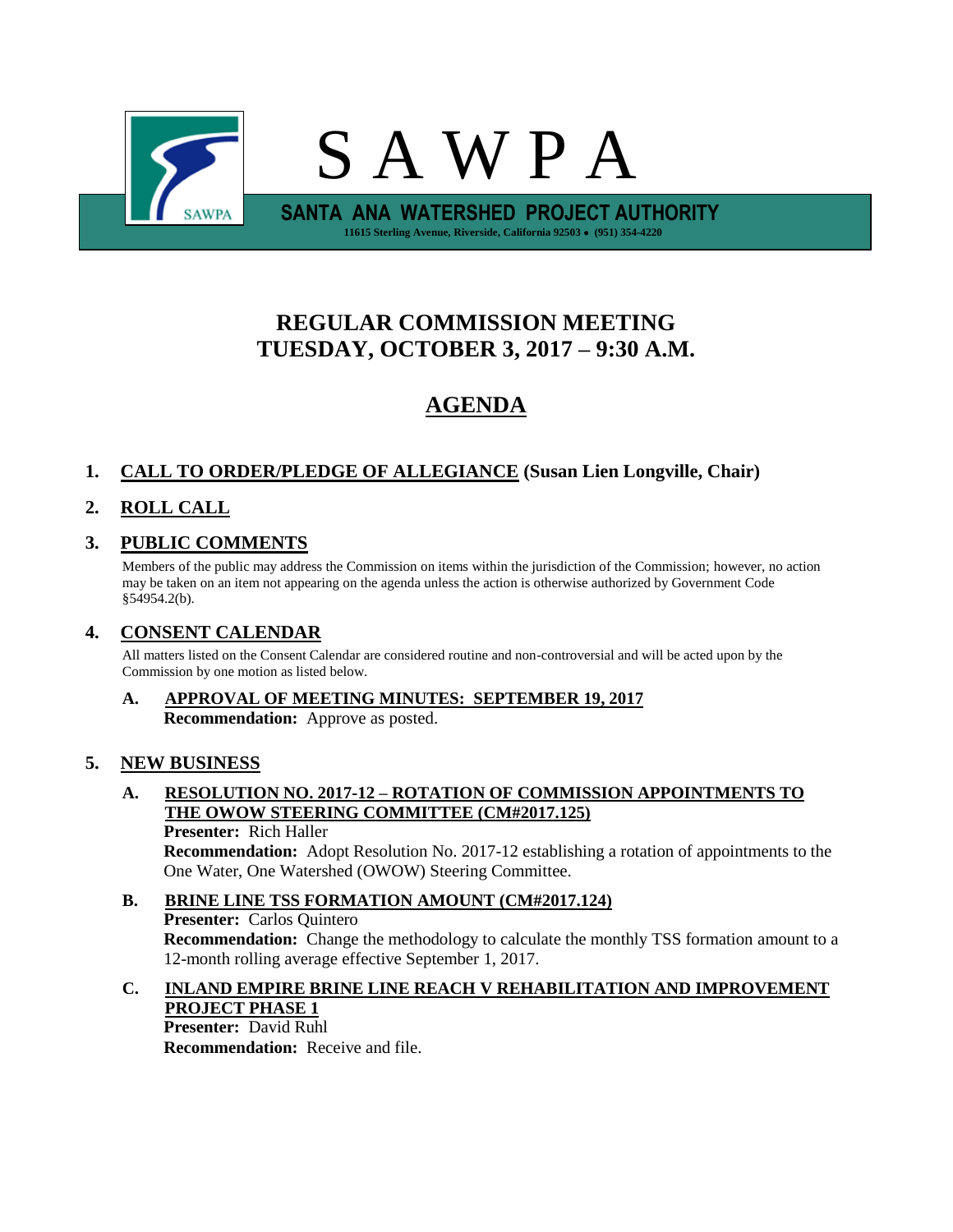# S A W P A

**SANTA ANA WATERSHED PROJECT AUTHORITY**

**11615 Sterling Avenue, Riverside, California 92503 • (951) 354-4220**

## REGULAR COMMISSION MEETING
## TUESDAY, OCTOBER 3, 2017 – 9:30 A.M.

## AGENDA

### 1. CALL TO ORDER/PLEDGE OF ALLEGIANCE (Susan Lien Longville, Chair)

### 2. ROLL CALL

### 3. PUBLIC COMMENTS

Members of the public may address the Commission on items within the jurisdiction of the Commission; however, no action may be taken on an item not appearing on the agenda unless the action is otherwise authorized by Government Code §54954.2(b).

### 4. CONSENT CALENDAR

All matters listed on the Consent Calendar are considered routine and non-controversial and will be acted upon by the Commission by one motion as listed below.

**A. APPROVAL OF MEETING MINUTES: SEPTEMBER 19, 2017**
**Recommendation:** Approve as posted.

### 5. NEW BUSINESS

**A. RESOLUTION NO. 2017-12 – ROTATION OF COMMISSION APPOINTMENTS TO THE OWOW STEERING COMMITTEE (CM#2017.125)**
**Presenter:** Rich Haller
**Recommendation:** Adopt Resolution No. 2017-12 establishing a rotation of appointments to the One Water, One Watershed (OWOW) Steering Committee.

**B. BRINE LINE TSS FORMATION AMOUNT (CM#2017.124)**
**Presenter:** Carlos Quintero
**Recommendation:** Change the methodology to calculate the monthly TSS formation amount to a 12-month rolling average effective September 1, 2017.

**C. INLAND EMPIRE BRINE LINE REACH V REHABILITATION AND IMPROVEMENT PROJECT PHASE 1**
**Presenter:** David Ruhl
**Recommendation:** Receive and file.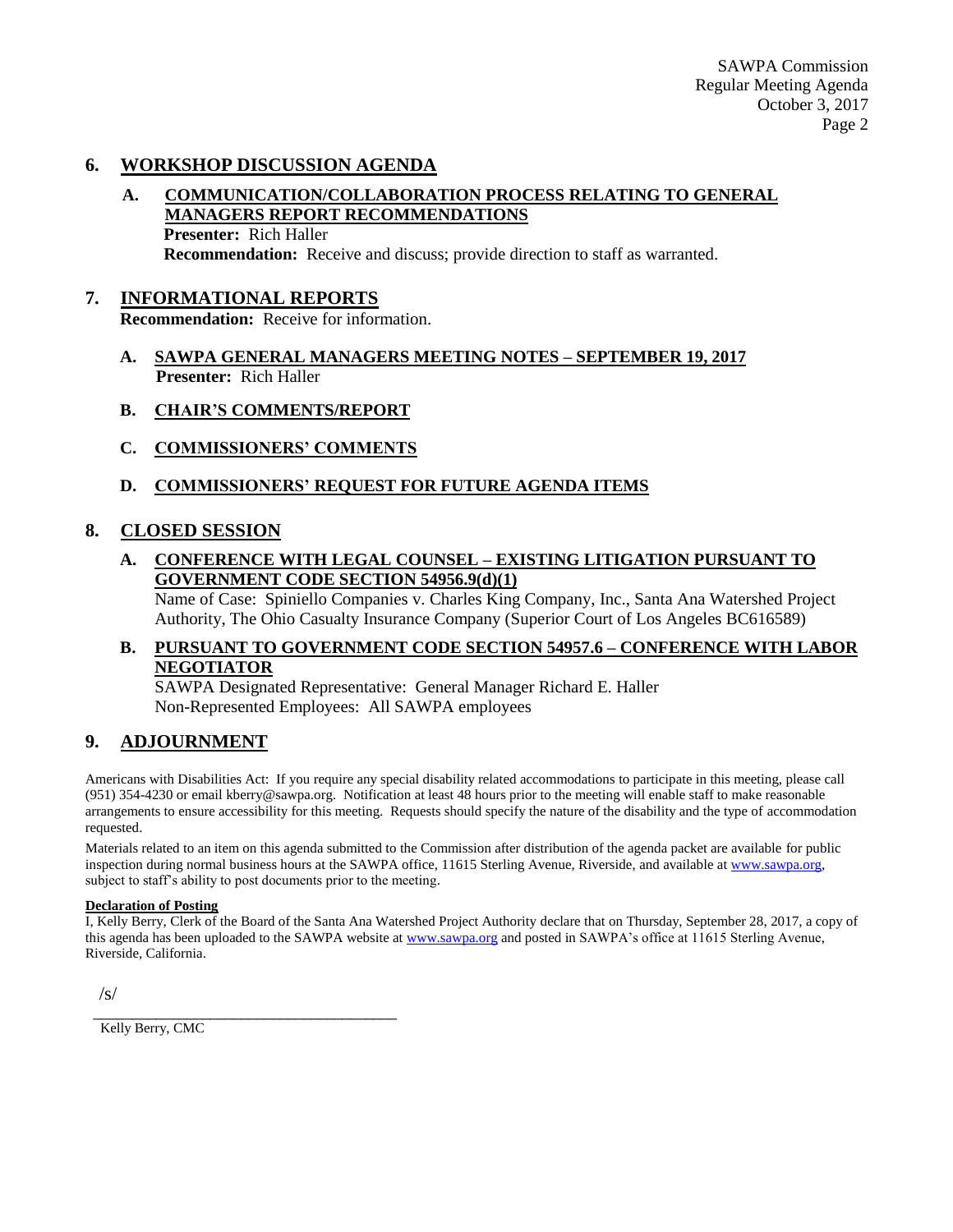## 6. WORKSHOP DISCUSSION AGENDA

### A. COMMUNICATION/COLLABORATION PROCESS RELATING TO GENERAL MANAGERS REPORT RECOMMENDATIONS

**Presenter:** Rich Haller

**Recommendation:** Receive and discuss; provide direction to staff as warranted.

## 7. INFORMATIONAL REPORTS

**Recommendation:** Receive for information.

### A. SAWPA GENERAL MANAGERS MEETING NOTES – SEPTEMBER 19, 2017

**Presenter:** Rich Haller

### B. CHAIR'S COMMENTS/REPORT

### C. COMMISSIONERS' COMMENTS

### D. COMMISSIONERS' REQUEST FOR FUTURE AGENDA ITEMS

## 8. CLOSED SESSION

### A. CONFERENCE WITH LEGAL COUNSEL – EXISTING LITIGATION PURSUANT TO GOVERNMENT CODE SECTION 54956.9(d)(1)

Name of Case: Spiniello Companies v. Charles King Company, Inc., Santa Ana Watershed Project Authority, The Ohio Casualty Insurance Company (Superior Court of Los Angeles BC616589)

### B. PURSUANT TO GOVERNMENT CODE SECTION 54957.6 – CONFERENCE WITH LABOR NEGOTIATOR

SAWPA Designated Representative: General Manager Richard E. Haller
Non-Represented Employees: All SAWPA employees

## 9. ADJOURNMENT

Americans with Disabilities Act: If you require any special disability related accommodations to participate in this meeting, please call (951) 354-4230 or email kberry@sawpa.org. Notification at least 48 hours prior to the meeting will enable staff to make reasonable arrangements to ensure accessibility for this meeting. Requests should specify the nature of the disability and the type of accommodation requested.

Materials related to an item on this agenda submitted to the Commission after distribution of the agenda packet are available for public inspection during normal business hours at the SAWPA office, 11615 Sterling Avenue, Riverside, and available at www.sawpa.org, subject to staff's ability to post documents prior to the meeting.

**Declaration of Posting**

I, Kelly Berry, Clerk of the Board of the Santa Ana Watershed Project Authority declare that on Thursday, September 28, 2017, a copy of this agenda has been uploaded to the SAWPA website at www.sawpa.org and posted in SAWPA's office at 11615 Sterling Avenue, Riverside, California.

/s/

Kelly Berry, CMC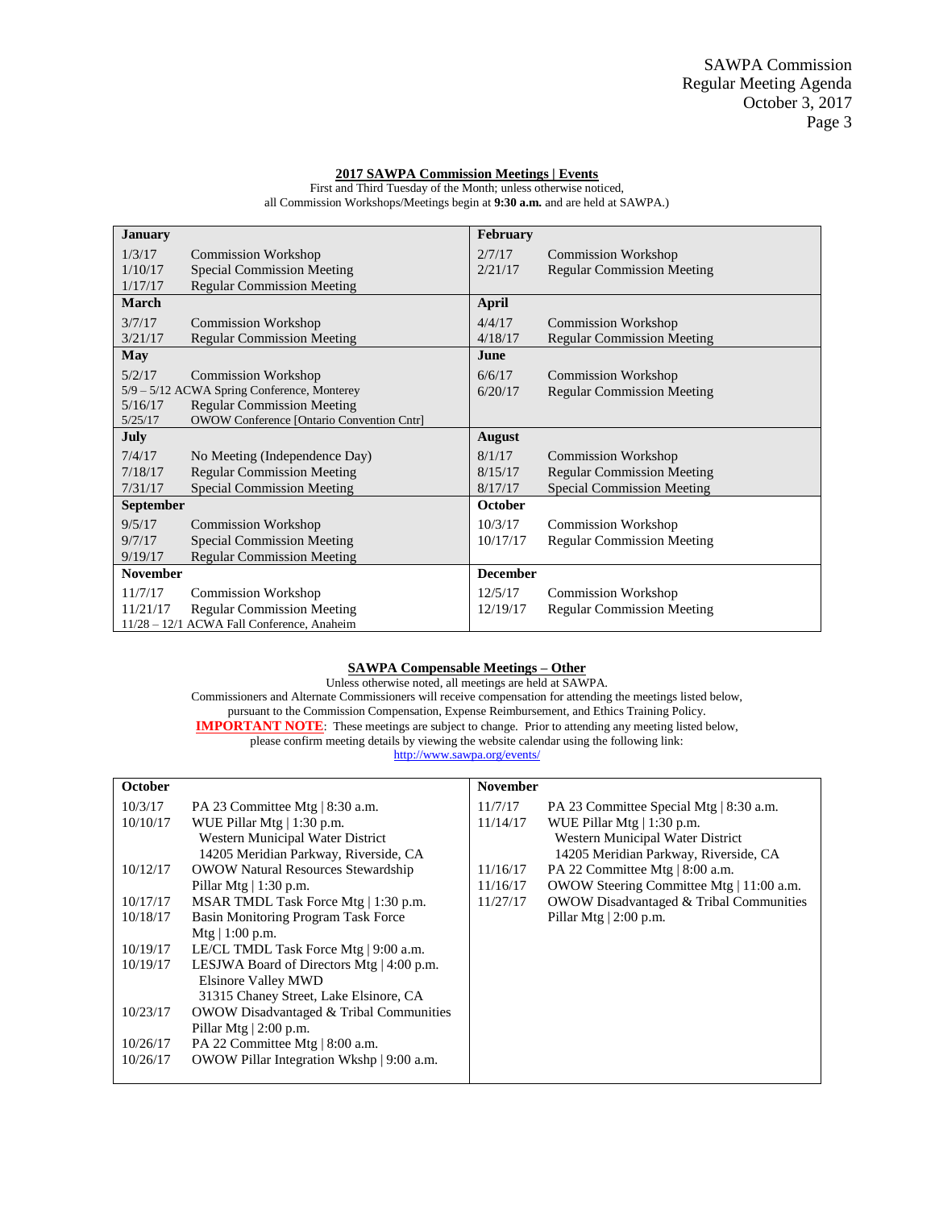## 2017 SAWPA Commission Meetings | Events

First and Third Tuesday of the Month; unless otherwise noticed, all Commission Workshops/Meetings begin at **9:30 a.m.** and are held at SAWPA.)

| **January** | | **February** | |
|---|---|---|---|
| 1/3/17 | Commission Workshop | 2/7/17 | Commission Workshop |
| 1/10/17 | Special Commission Meeting | 2/21/17 | Regular Commission Meeting |
| 1/17/17 | Regular Commission Meeting | | |
| **March** | | **April** | |
| 3/7/17 | Commission Workshop | 4/4/17 | Commission Workshop |
| 3/21/17 | Regular Commission Meeting | 4/18/17 | Regular Commission Meeting |
| **May** | | **June** | |
| 5/2/17 | Commission Workshop | 6/6/17 | Commission Workshop |
| 5/9 – 5/12 | ACWA Spring Conference, Monterey | 6/20/17 | Regular Commission Meeting |
| 5/16/17 | Regular Commission Meeting | | |
| 5/25/17 | OWOW Conference [Ontario Convention Cntr] | | |
| **July** | | **August** | |
| 7/4/17 | No Meeting (Independence Day) | 8/1/17 | Commission Workshop |
| 7/18/17 | Regular Commission Meeting | 8/15/17 | Regular Commission Meeting |
| 7/31/17 | Special Commission Meeting | 8/17/17 | Special Commission Meeting |
| **September** | | **October** | |
| 9/5/17 | Commission Workshop | 10/3/17 | Commission Workshop |
| 9/7/17 | Special Commission Meeting | 10/17/17 | Regular Commission Meeting |
| 9/19/17 | Regular Commission Meeting | | |
| **November** | | **December** | |
| 11/7/17 | Commission Workshop | 12/5/17 | Commission Workshop |
| 11/21/17 | Regular Commission Meeting | 12/19/17 | Regular Commission Meeting |
| 11/28 – 12/1 | ACWA Fall Conference, Anaheim | | |

## SAWPA Compensable Meetings – Other

Unless otherwise noted, all meetings are held at SAWPA.
Commissioners and Alternate Commissioners will receive compensation for attending the meetings listed below, pursuant to the Commission Compensation, Expense Reimbursement, and Ethics Training Policy.
**IMPORTANT NOTE**: These meetings are subject to change. Prior to attending any meeting listed below, please confirm meeting details by viewing the website calendar using the following link:
http://www.sawpa.org/events/

| **October** | | **November** | |
|---|---|---|---|
| 10/3/17 | PA 23 Committee Mtg \| 8:30 a.m. | 11/7/17 | PA 23 Committee Special Mtg \| 8:30 a.m. |
| 10/10/17 | WUE Pillar Mtg \| 1:30 p.m.<br>Western Municipal Water District<br>14205 Meridian Parkway, Riverside, CA | 11/14/17 | WUE Pillar Mtg \| 1:30 p.m.<br>Western Municipal Water District<br>14205 Meridian Parkway, Riverside, CA |
| 10/12/17 | OWOW Natural Resources Stewardship Pillar Mtg \| 1:30 p.m. | 11/16/17 | PA 22 Committee Mtg \| 8:00 a.m. |
| 10/17/17 | MSAR TMDL Task Force Mtg \| 1:30 p.m. | 11/16/17 | OWOW Steering Committee Mtg \| 11:00 a.m. |
| 10/18/17 | Basin Monitoring Program Task Force Mtg \| 1:00 p.m. | 11/27/17 | OWOW Disadvantaged & Tribal Communities Pillar Mtg \| 2:00 p.m. |
| 10/19/17 | LE/CL TMDL Task Force Mtg \| 9:00 a.m. | | |
| 10/19/17 | LESJWA Board of Directors Mtg \| 4:00 p.m.<br>Elsinore Valley MWD<br>31315 Chaney Street, Lake Elsinore, CA | | |
| 10/23/17 | OWOW Disadvantaged & Tribal Communities Pillar Mtg \| 2:00 p.m. | | |
| 10/26/17 | PA 22 Committee Mtg \| 8:00 a.m. | | |
| 10/26/17 | OWOW Pillar Integration Wkshp \| 9:00 a.m. | | |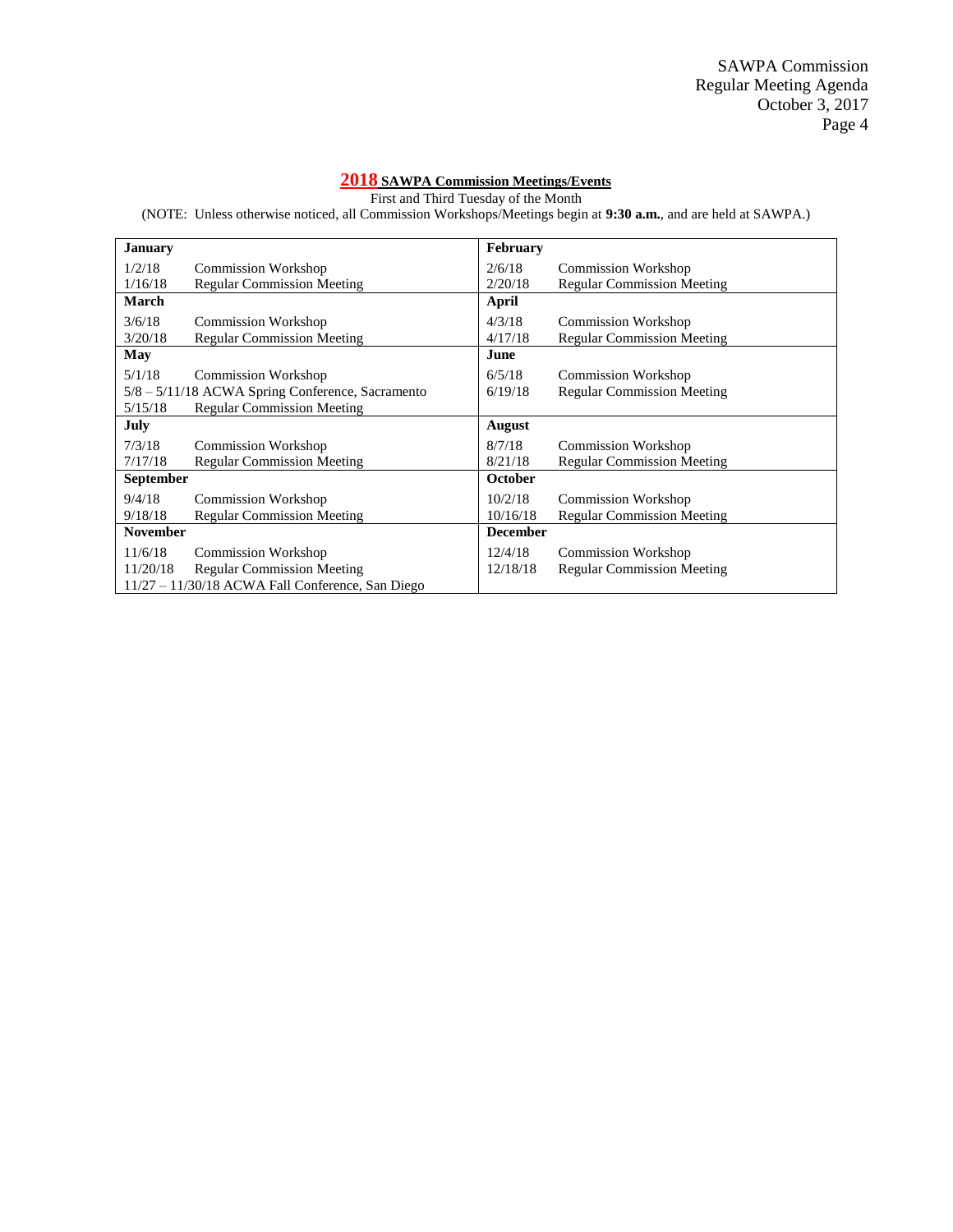## 2018 SAWPA Commission Meetings/Events

First and Third Tuesday of the Month

(NOTE: Unless otherwise noticed, all Commission Workshops/Meetings begin at **9:30 a.m.**, and are held at SAWPA.)

| | |
|---|---|
| **January** | **February** |
| 1/2/18 Commission Workshop<br>1/16/18 Regular Commission Meeting | 2/6/18 Commission Workshop<br>2/20/18 Regular Commission Meeting |
| **March** | **April** |
| 3/6/18 Commission Workshop<br>3/20/18 Regular Commission Meeting | 4/3/18 Commission Workshop<br>4/17/18 Regular Commission Meeting |
| **May** | **June** |
| 5/1/18 Commission Workshop<br>5/8 – 5/11/18 ACWA Spring Conference, Sacramento<br>5/15/18 Regular Commission Meeting | 6/5/18 Commission Workshop<br>6/19/18 Regular Commission Meeting |
| **July** | **August** |
| 7/3/18 Commission Workshop<br>7/17/18 Regular Commission Meeting | 8/7/18 Commission Workshop<br>8/21/18 Regular Commission Meeting |
| **September** | **October** |
| 9/4/18 Commission Workshop<br>9/18/18 Regular Commission Meeting | 10/2/18 Commission Workshop<br>10/16/18 Regular Commission Meeting |
| **November** | **December** |
| 11/6/18 Commission Workshop<br>11/20/18 Regular Commission Meeting<br>11/27 – 11/30/18 ACWA Fall Conference, San Diego | 12/4/18 Commission Workshop<br>12/18/18 Regular Commission Meeting |